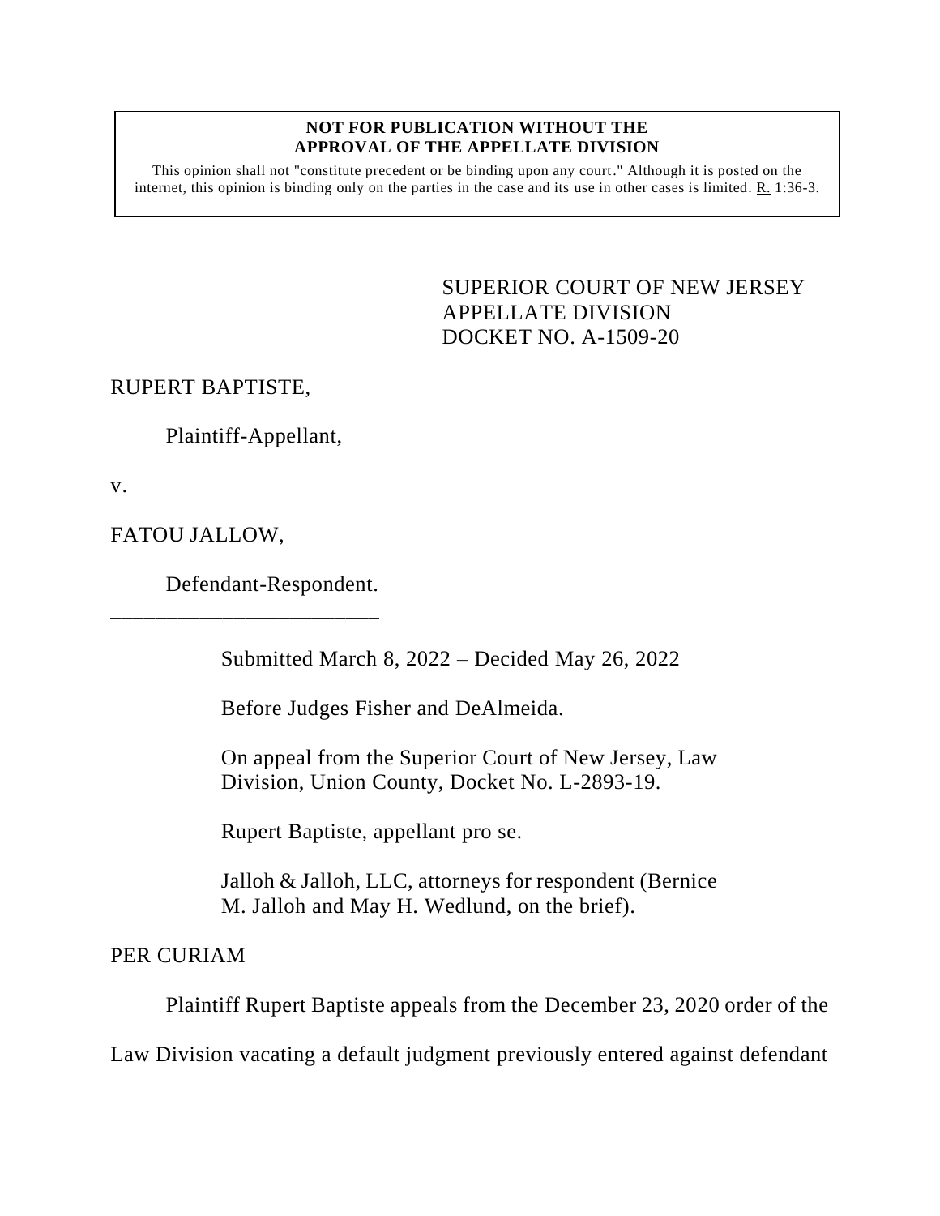**NOT FOR PUBLICATION WITHOUT THE APPROVAL OF THE APPELLATE DIVISION**

This opinion shall not "constitute precedent or be binding upon any court." Although it is posted on the internet, this opinion is binding only on the parties in the case and its use in other cases is limited. R. 1:36-3.

SUPERIOR COURT OF NEW JERSEY
APPELLATE DIVISION
DOCKET NO. A-1509-20

RUPERT BAPTISTE,

Plaintiff-Appellant,

v.

FATOU JALLOW,

Defendant-Respondent.

\_\_\_\_\_\_\_\_\_\_\_\_\_\_\_\_\_\_\_\_\_\_\_\_\_\_

Submitted March 8, 2022 – Decided May 26, 2022

Before Judges Fisher and DeAlmeida.

On appeal from the Superior Court of New Jersey, Law Division, Union County, Docket No. L-2893-19.

Rupert Baptiste, appellant pro se.

Jalloh & Jalloh, LLC, attorneys for respondent (Bernice M. Jalloh and May H. Wedlund, on the brief).

PER CURIAM

Plaintiff Rupert Baptiste appeals from the December 23, 2020 order of the Law Division vacating a default judgment previously entered against defendant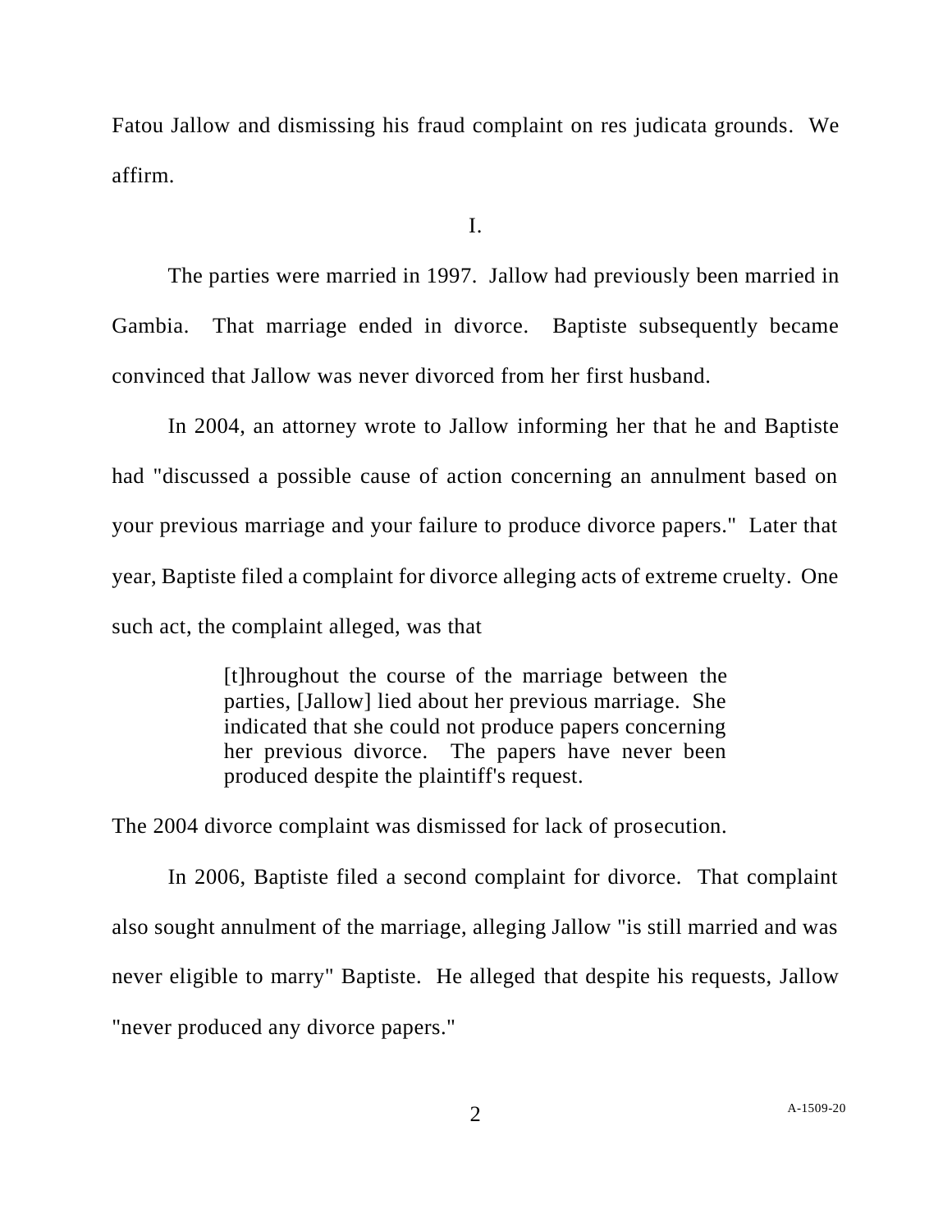Fatou Jallow and dismissing his fraud complaint on res judicata grounds. We affirm.

I.

The parties were married in 1997. Jallow had previously been married in Gambia. That marriage ended in divorce. Baptiste subsequently became convinced that Jallow was never divorced from her first husband.

In 2004, an attorney wrote to Jallow informing her that he and Baptiste had "discussed a possible cause of action concerning an annulment based on your previous marriage and your failure to produce divorce papers." Later that year, Baptiste filed a complaint for divorce alleging acts of extreme cruelty. One such act, the complaint alleged, was that

> [t]hroughout the course of the marriage between the parties, [Jallow] lied about her previous marriage. She indicated that she could not produce papers concerning her previous divorce. The papers have never been produced despite the plaintiff's request.

The 2004 divorce complaint was dismissed for lack of prosecution.

In 2006, Baptiste filed a second complaint for divorce. That complaint also sought annulment of the marriage, alleging Jallow "is still married and was never eligible to marry" Baptiste. He alleged that despite his requests, Jallow "never produced any divorce papers."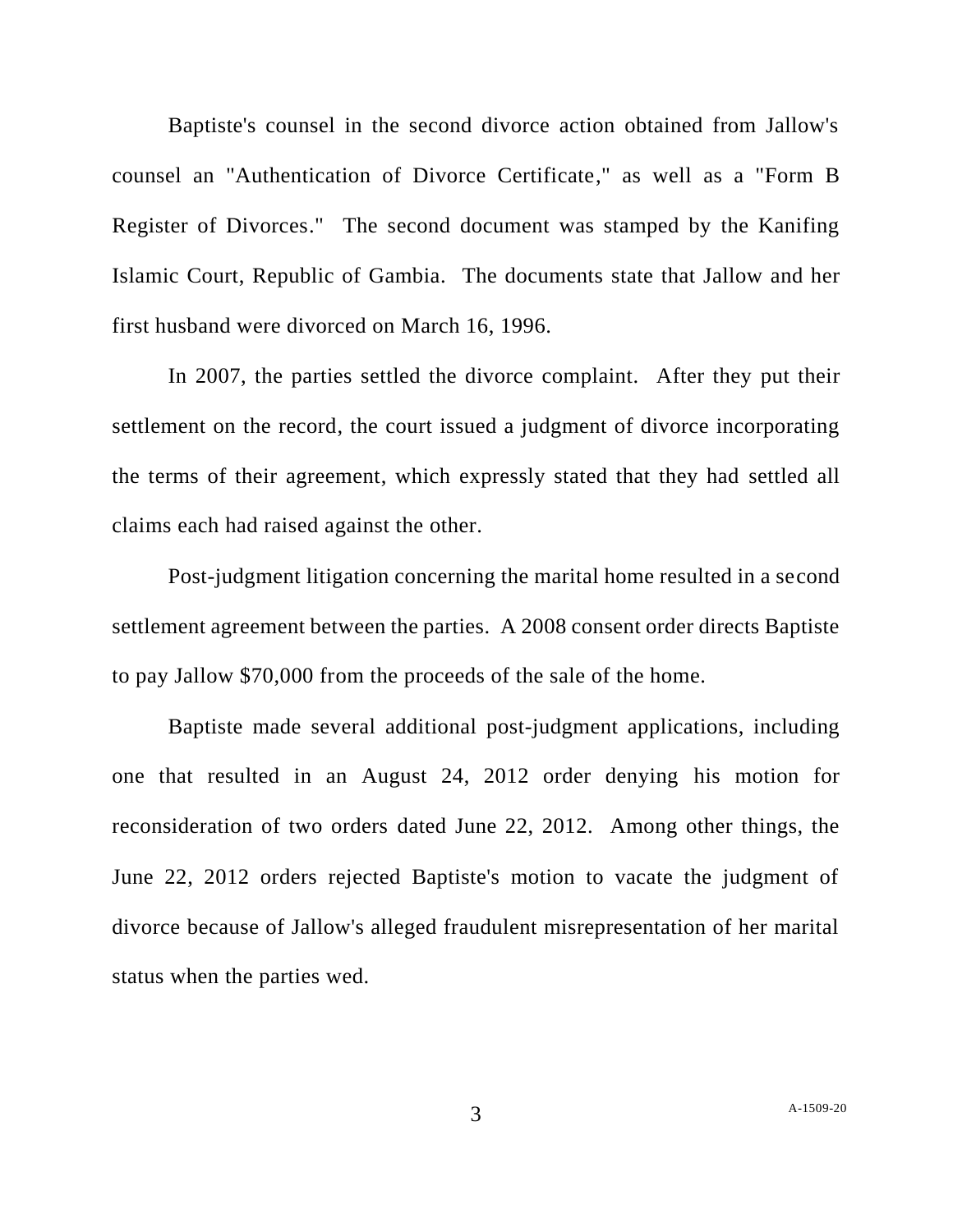Baptiste's counsel in the second divorce action obtained from Jallow's counsel an "Authentication of Divorce Certificate," as well as a "Form B Register of Divorces." The second document was stamped by the Kanifing Islamic Court, Republic of Gambia. The documents state that Jallow and her first husband were divorced on March 16, 1996.

In 2007, the parties settled the divorce complaint. After they put their settlement on the record, the court issued a judgment of divorce incorporating the terms of their agreement, which expressly stated that they had settled all claims each had raised against the other.

Post-judgment litigation concerning the marital home resulted in a second settlement agreement between the parties. A 2008 consent order directs Baptiste to pay Jallow $70,000 from the proceeds of the sale of the home.

Baptiste made several additional post-judgment applications, including one that resulted in an August 24, 2012 order denying his motion for reconsideration of two orders dated June 22, 2012. Among other things, the June 22, 2012 orders rejected Baptiste's motion to vacate the judgment of divorce because of Jallow's alleged fraudulent misrepresentation of her marital status when the parties wed.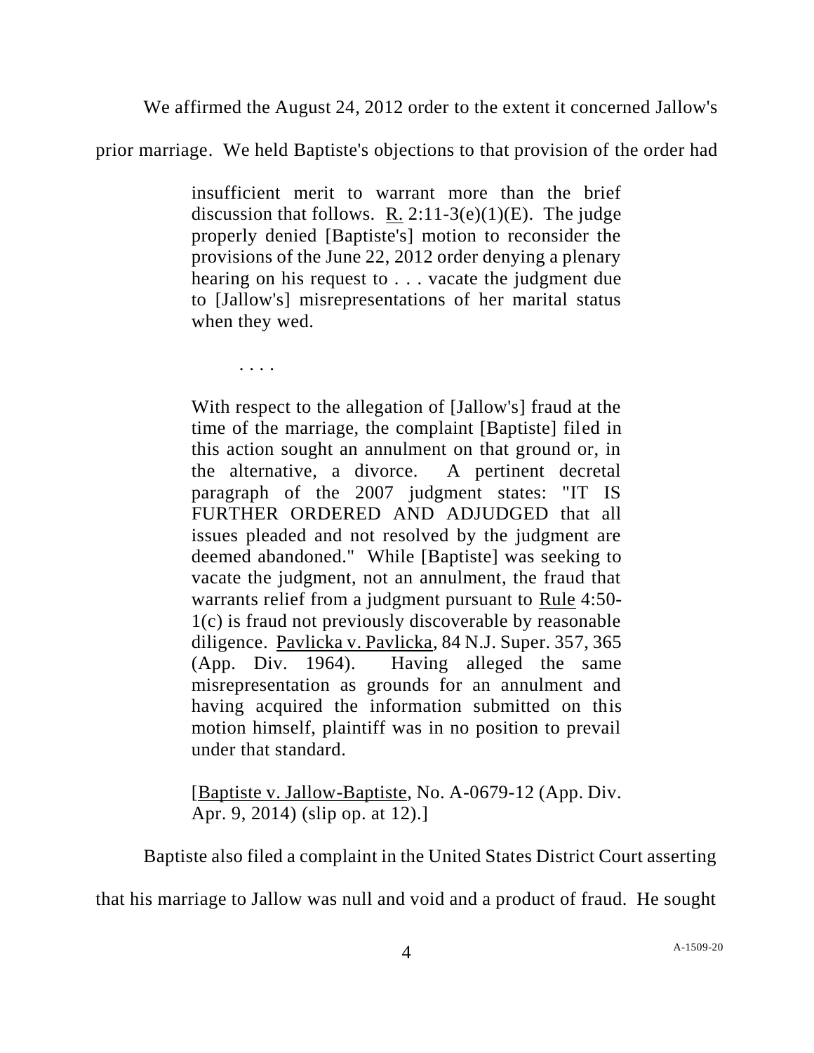We affirmed the August 24, 2012 order to the extent it concerned Jallow's prior marriage. We held Baptiste's objections to that provision of the order had

> insufficient merit to warrant more than the brief discussion that follows. R. 2:11-3(e)(1)(E). The judge properly denied [Baptiste's] motion to reconsider the provisions of the June 22, 2012 order denying a plenary hearing on his request to . . . vacate the judgment due to [Jallow's] misrepresentations of her marital status when they wed.
>
> . . . .
>
> With respect to the allegation of [Jallow's] fraud at the time of the marriage, the complaint [Baptiste] filed in this action sought an annulment on that ground or, in the alternative, a divorce. A pertinent decretal paragraph of the 2007 judgment states: "IT IS FURTHER ORDERED AND ADJUDGED that all issues pleaded and not resolved by the judgment are deemed abandoned." While [Baptiste] was seeking to vacate the judgment, not an annulment, the fraud that warrants relief from a judgment pursuant to Rule 4:50-1(c) is fraud not previously discoverable by reasonable diligence. Pavlicka v. Pavlicka, 84 N.J. Super. 357, 365 (App. Div. 1964). Having alleged the same misrepresentation as grounds for an annulment and having acquired the information submitted on this motion himself, plaintiff was in no position to prevail under that standard.
>
> [Baptiste v. Jallow-Baptiste, No. A-0679-12 (App. Div. Apr. 9, 2014) (slip op. at 12).]

Baptiste also filed a complaint in the United States District Court asserting that his marriage to Jallow was null and void and a product of fraud. He sought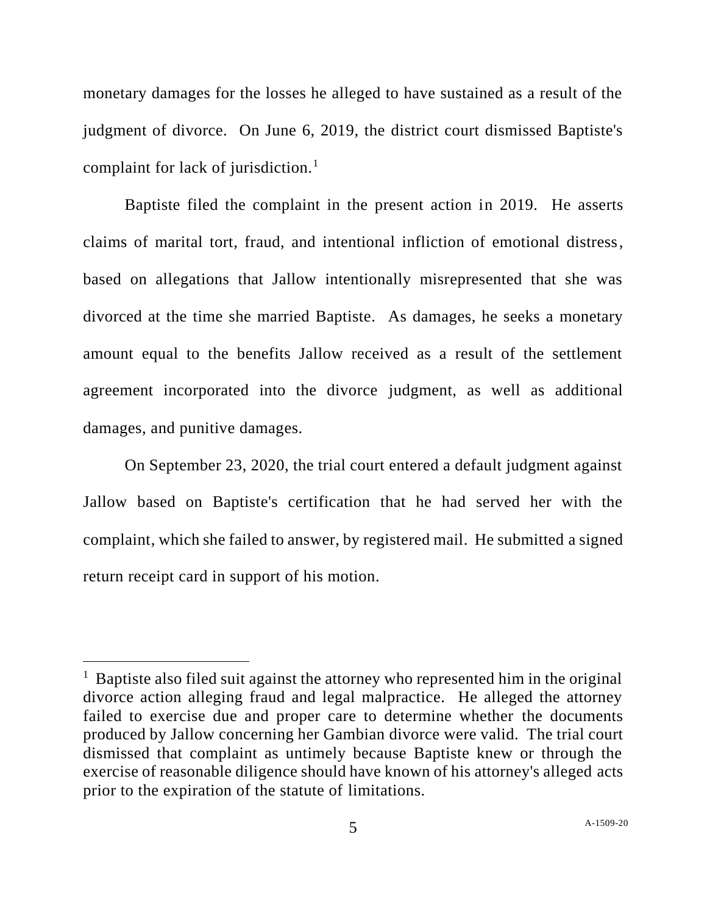monetary damages for the losses he alleged to have sustained as a result of the judgment of divorce. On June 6, 2019, the district court dismissed Baptiste's complaint for lack of jurisdiction.[1]

Baptiste filed the complaint in the present action in 2019. He asserts claims of marital tort, fraud, and intentional infliction of emotional distress, based on allegations that Jallow intentionally misrepresented that she was divorced at the time she married Baptiste. As damages, he seeks a monetary amount equal to the benefits Jallow received as a result of the settlement agreement incorporated into the divorce judgment, as well as additional damages, and punitive damages.

On September 23, 2020, the trial court entered a default judgment against Jallow based on Baptiste's certification that he had served her with the complaint, which she failed to answer, by registered mail. He submitted a signed return receipt card in support of his motion.

---

[1] Baptiste also filed suit against the attorney who represented him in the original divorce action alleging fraud and legal malpractice. He alleged the attorney failed to exercise due and proper care to determine whether the documents produced by Jallow concerning her Gambian divorce were valid. The trial court dismissed that complaint as untimely because Baptiste knew or through the exercise of reasonable diligence should have known of his attorney's alleged acts prior to the expiration of the statute of limitations.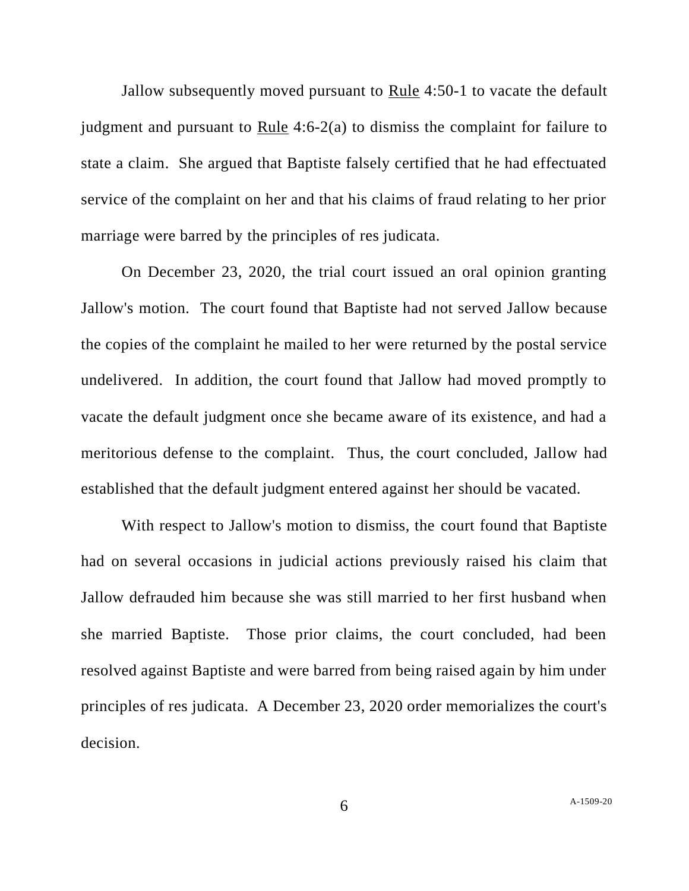Jallow subsequently moved pursuant to Rule 4:50-1 to vacate the default judgment and pursuant to Rule 4:6-2(a) to dismiss the complaint for failure to state a claim. She argued that Baptiste falsely certified that he had effectuated service of the complaint on her and that his claims of fraud relating to her prior marriage were barred by the principles of res judicata.

On December 23, 2020, the trial court issued an oral opinion granting Jallow's motion. The court found that Baptiste had not served Jallow because the copies of the complaint he mailed to her were returned by the postal service undelivered. In addition, the court found that Jallow had moved promptly to vacate the default judgment once she became aware of its existence, and had a meritorious defense to the complaint. Thus, the court concluded, Jallow had established that the default judgment entered against her should be vacated.

With respect to Jallow's motion to dismiss, the court found that Baptiste had on several occasions in judicial actions previously raised his claim that Jallow defrauded him because she was still married to her first husband when she married Baptiste. Those prior claims, the court concluded, had been resolved against Baptiste and were barred from being raised again by him under principles of res judicata. A December 23, 2020 order memorializes the court's decision.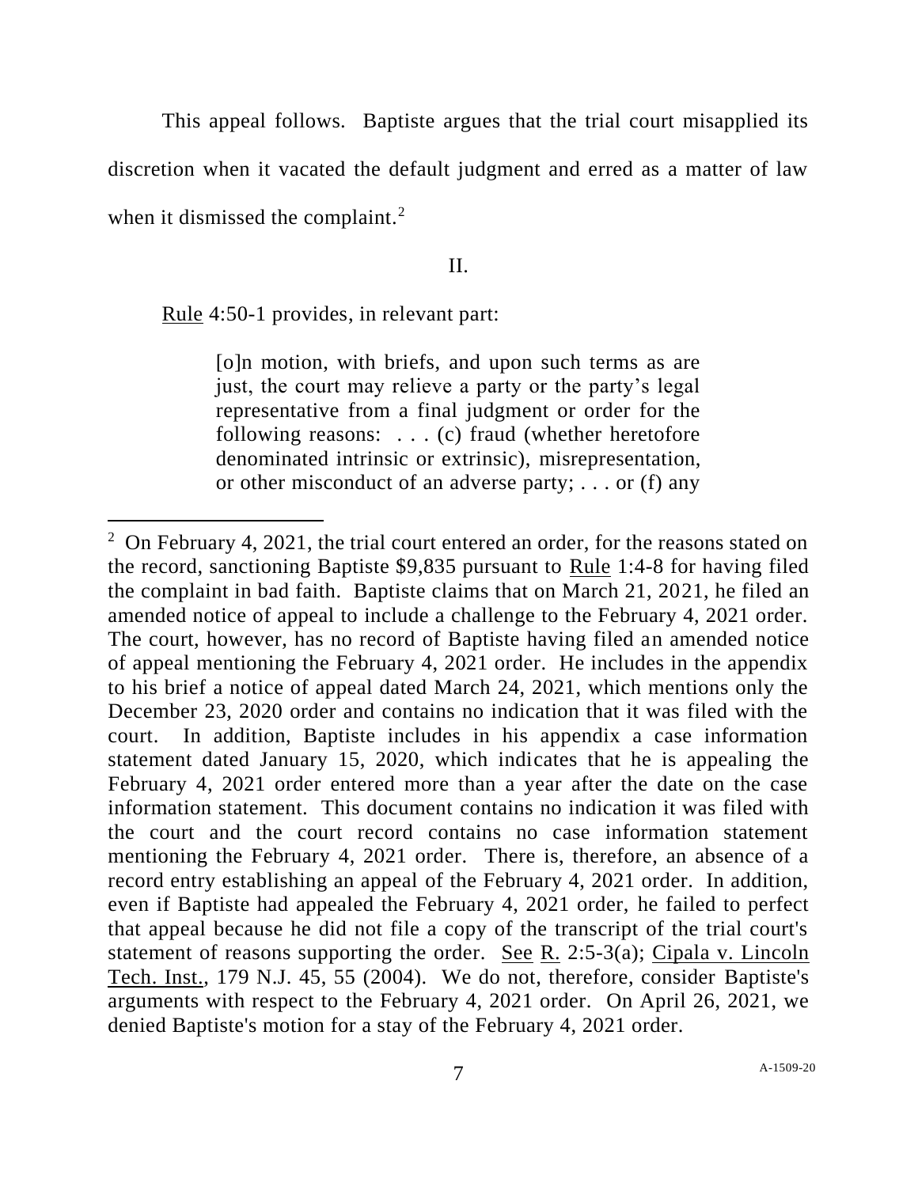This appeal follows. Baptiste argues that the trial court misapplied its discretion when it vacated the default judgment and erred as a matter of law when it dismissed the complaint.[2]

## II.

Rule 4:50-1 provides, in relevant part:

> [o]n motion, with briefs, and upon such terms as are just, the court may relieve a party or the party's legal representative from a final judgment or order for the following reasons: . . . (c) fraud (whether heretofore denominated intrinsic or extrinsic), misrepresentation, or other misconduct of an adverse party; . . . or (f) any

---

[2] On February 4, 2021, the trial court entered an order, for the reasons stated on the record, sanctioning Baptiste $9,835 pursuant to Rule 1:4-8 for having filed the complaint in bad faith. Baptiste claims that on March 21, 2021, he filed an amended notice of appeal to include a challenge to the February 4, 2021 order. The court, however, has no record of Baptiste having filed an amended notice of appeal mentioning the February 4, 2021 order. He includes in the appendix to his brief a notice of appeal dated March 24, 2021, which mentions only the December 23, 2020 order and contains no indication that it was filed with the court. In addition, Baptiste includes in his appendix a case information statement dated January 15, 2020, which indicates that he is appealing the February 4, 2021 order entered more than a year after the date on the case information statement. This document contains no indication it was filed with the court and the court record contains no case information statement mentioning the February 4, 2021 order. There is, therefore, an absence of a record entry establishing an appeal of the February 4, 2021 order. In addition, even if Baptiste had appealed the February 4, 2021 order, he failed to perfect that appeal because he did not file a copy of the transcript of the trial court's statement of reasons supporting the order. See R. 2:5-3(a); Cipala v. Lincoln Tech. Inst., 179 N.J. 45, 55 (2004). We do not, therefore, consider Baptiste's arguments with respect to the February 4, 2021 order. On April 26, 2021, we denied Baptiste's motion for a stay of the February 4, 2021 order.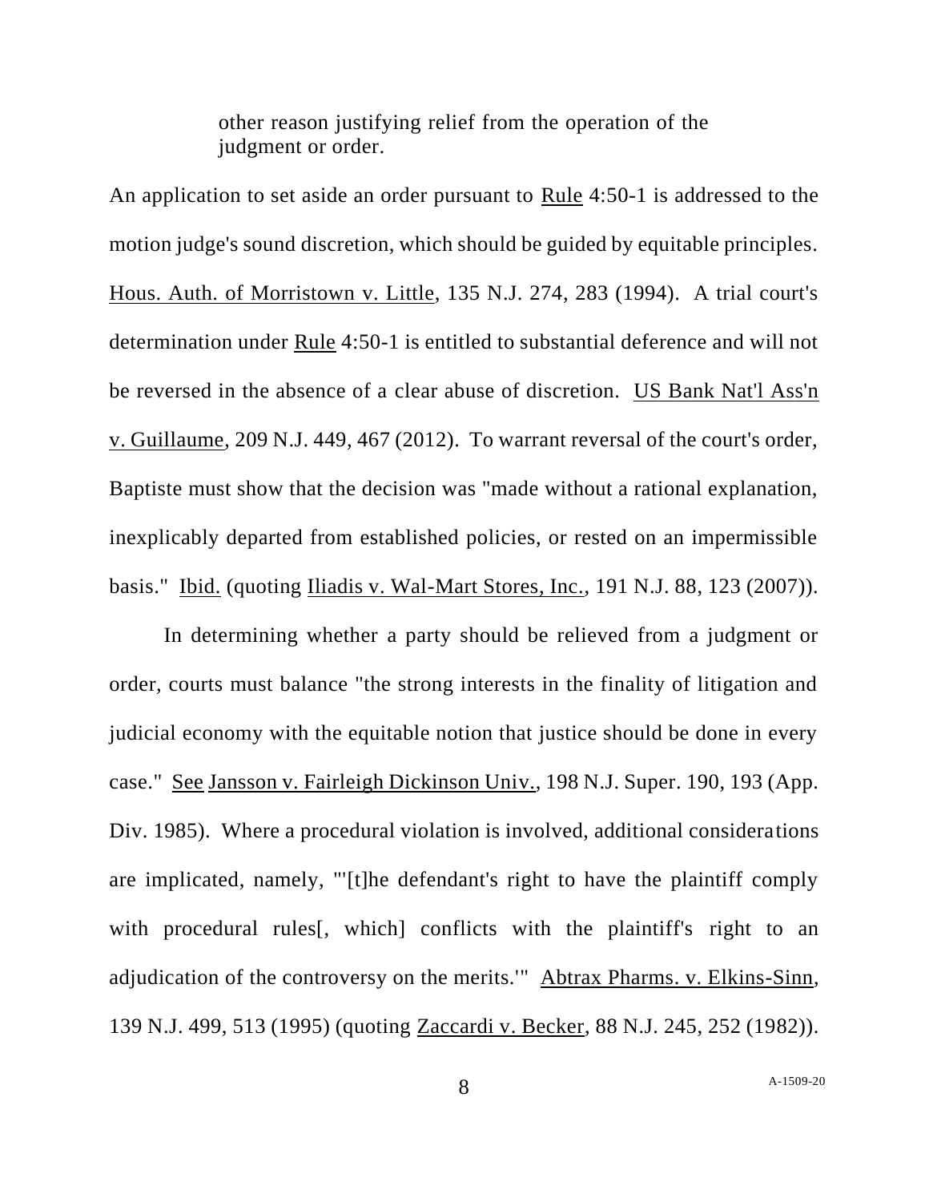> other reason justifying relief from the operation of the judgment or order.

An application to set aside an order pursuant to Rule 4:50-1 is addressed to the motion judge's sound discretion, which should be guided by equitable principles. Hous. Auth. of Morristown v. Little, 135 N.J. 274, 283 (1994). A trial court's determination under Rule 4:50-1 is entitled to substantial deference and will not be reversed in the absence of a clear abuse of discretion. US Bank Nat'l Ass'n v. Guillaume, 209 N.J. 449, 467 (2012). To warrant reversal of the court's order, Baptiste must show that the decision was "made without a rational explanation, inexplicably departed from established policies, or rested on an impermissible basis." Ibid. (quoting Iliadis v. Wal-Mart Stores, Inc., 191 N.J. 88, 123 (2007)).

In determining whether a party should be relieved from a judgment or order, courts must balance "the strong interests in the finality of litigation and judicial economy with the equitable notion that justice should be done in every case." See Jansson v. Fairleigh Dickinson Univ., 198 N.J. Super. 190, 193 (App. Div. 1985). Where a procedural violation is involved, additional considerations are implicated, namely, "'[t]he defendant's right to have the plaintiff comply with procedural rules[, which] conflicts with the plaintiff's right to an adjudication of the controversy on the merits.'" Abtrax Pharms. v. Elkins-Sinn, 139 N.J. 499, 513 (1995) (quoting Zaccardi v. Becker, 88 N.J. 245, 252 (1982)).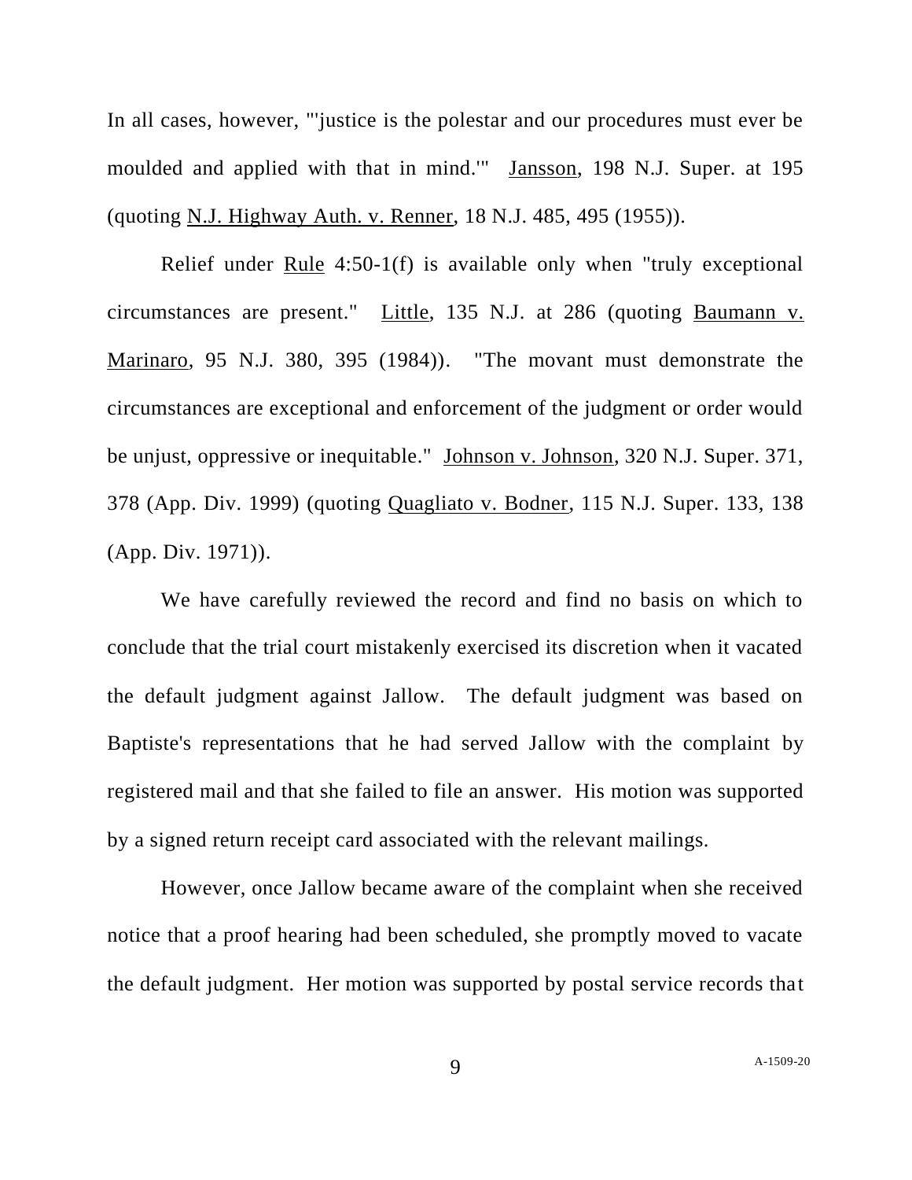In all cases, however, "'justice is the polestar and our procedures must ever be moulded and applied with that in mind.'" Jansson, 198 N.J. Super. at 195 (quoting N.J. Highway Auth. v. Renner, 18 N.J. 485, 495 (1955)).

Relief under Rule 4:50-1(f) is available only when "truly exceptional circumstances are present." Little, 135 N.J. at 286 (quoting Baumann v. Marinaro, 95 N.J. 380, 395 (1984)). "The movant must demonstrate the circumstances are exceptional and enforcement of the judgment or order would be unjust, oppressive or inequitable." Johnson v. Johnson, 320 N.J. Super. 371, 378 (App. Div. 1999) (quoting Quagliato v. Bodner, 115 N.J. Super. 133, 138 (App. Div. 1971)).

We have carefully reviewed the record and find no basis on which to conclude that the trial court mistakenly exercised its discretion when it vacated the default judgment against Jallow. The default judgment was based on Baptiste's representations that he had served Jallow with the complaint by registered mail and that she failed to file an answer. His motion was supported by a signed return receipt card associated with the relevant mailings.

However, once Jallow became aware of the complaint when she received notice that a proof hearing had been scheduled, she promptly moved to vacate the default judgment. Her motion was supported by postal service records that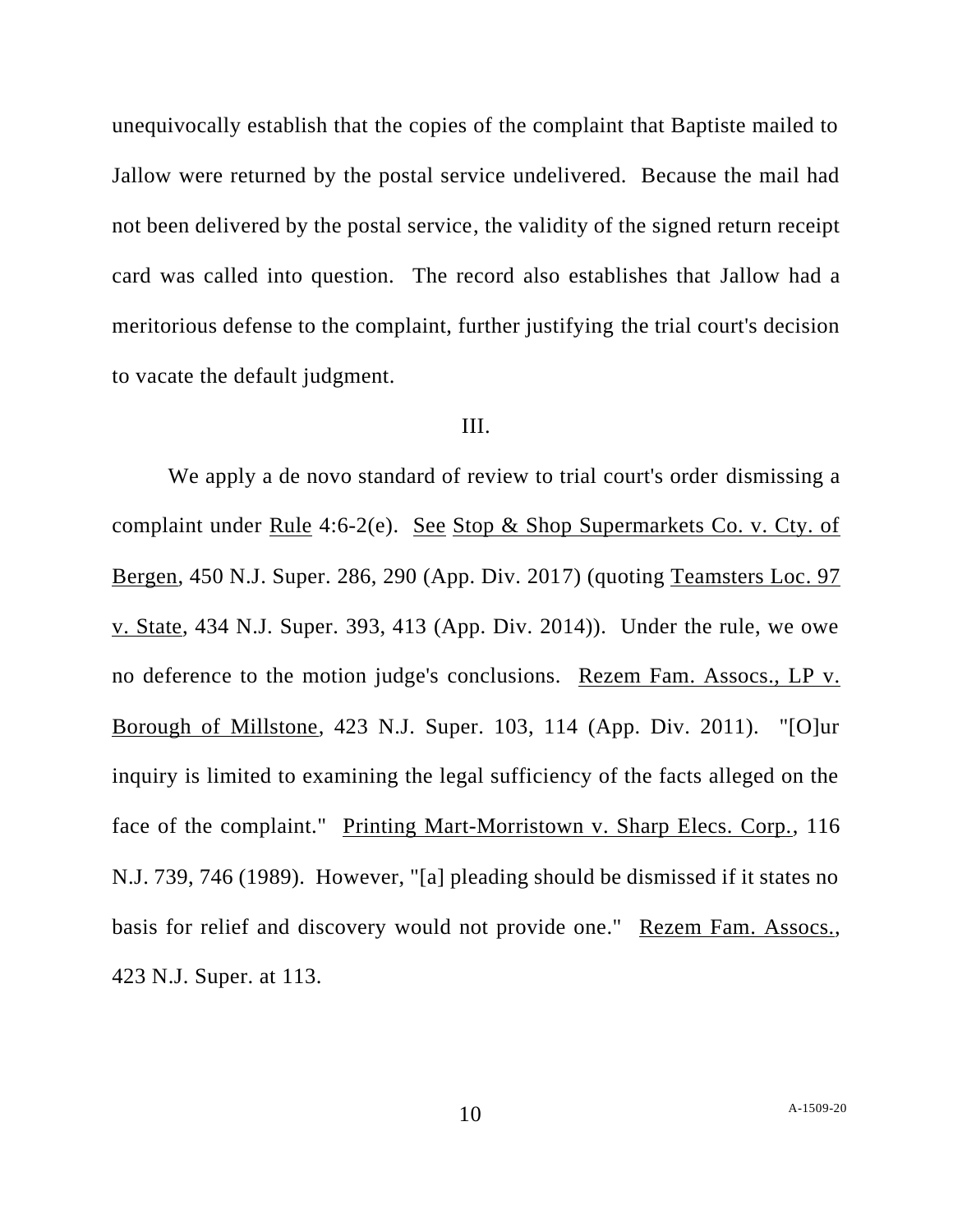unequivocally establish that the copies of the complaint that Baptiste mailed to Jallow were returned by the postal service undelivered. Because the mail had not been delivered by the postal service, the validity of the signed return receipt card was called into question. The record also establishes that Jallow had a meritorious defense to the complaint, further justifying the trial court's decision to vacate the default judgment.

## III.

We apply a de novo standard of review to trial court's order dismissing a complaint under Rule 4:6-2(e). See Stop & Shop Supermarkets Co. v. Cty. of Bergen, 450 N.J. Super. 286, 290 (App. Div. 2017) (quoting Teamsters Loc. 97 v. State, 434 N.J. Super. 393, 413 (App. Div. 2014)). Under the rule, we owe no deference to the motion judge's conclusions. Rezem Fam. Assocs., LP v. Borough of Millstone, 423 N.J. Super. 103, 114 (App. Div. 2011). "[O]ur inquiry is limited to examining the legal sufficiency of the facts alleged on the face of the complaint." Printing Mart-Morristown v. Sharp Elecs. Corp., 116 N.J. 739, 746 (1989). However, "[a] pleading should be dismissed if it states no basis for relief and discovery would not provide one." Rezem Fam. Assocs., 423 N.J. Super. at 113.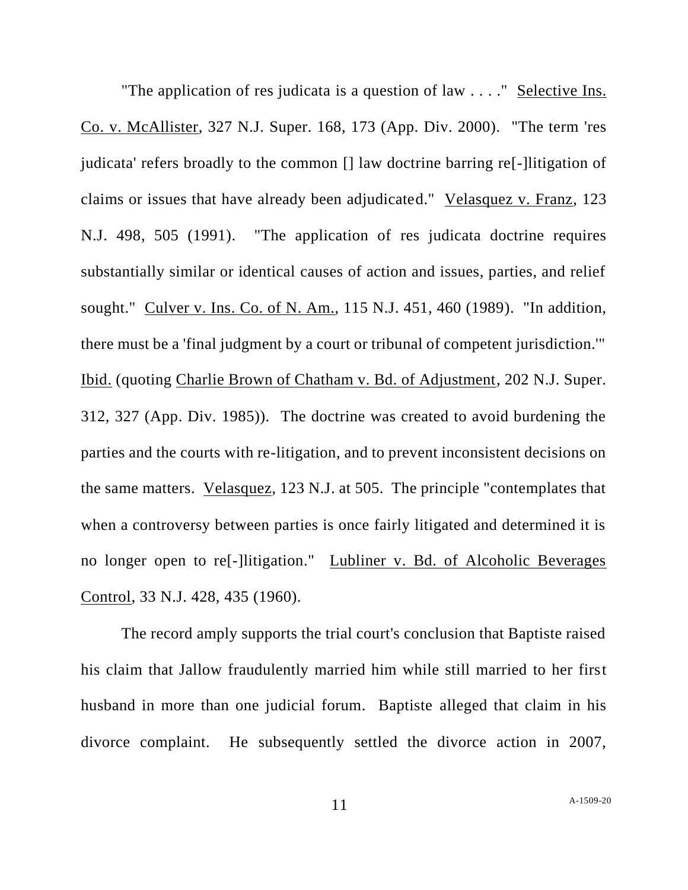"The application of res judicata is a question of law . . . ." Selective Ins. Co. v. McAllister, 327 N.J. Super. 168, 173 (App. Div. 2000). "The term 'res judicata' refers broadly to the common [] law doctrine barring re[-]litigation of claims or issues that have already been adjudicated." Velasquez v. Franz, 123 N.J. 498, 505 (1991). "The application of res judicata doctrine requires substantially similar or identical causes of action and issues, parties, and relief sought." Culver v. Ins. Co. of N. Am., 115 N.J. 451, 460 (1989). "In addition, there must be a 'final judgment by a court or tribunal of competent jurisdiction.'" Ibid. (quoting Charlie Brown of Chatham v. Bd. of Adjustment, 202 N.J. Super. 312, 327 (App. Div. 1985)). The doctrine was created to avoid burdening the parties and the courts with re-litigation, and to prevent inconsistent decisions on the same matters. Velasquez, 123 N.J. at 505. The principle "contemplates that when a controversy between parties is once fairly litigated and determined it is no longer open to re[-]litigation." Lubliner v. Bd. of Alcoholic Beverages Control, 33 N.J. 428, 435 (1960).

The record amply supports the trial court's conclusion that Baptiste raised his claim that Jallow fraudulently married him while still married to her first husband in more than one judicial forum. Baptiste alleged that claim in his divorce complaint. He subsequently settled the divorce action in 2007,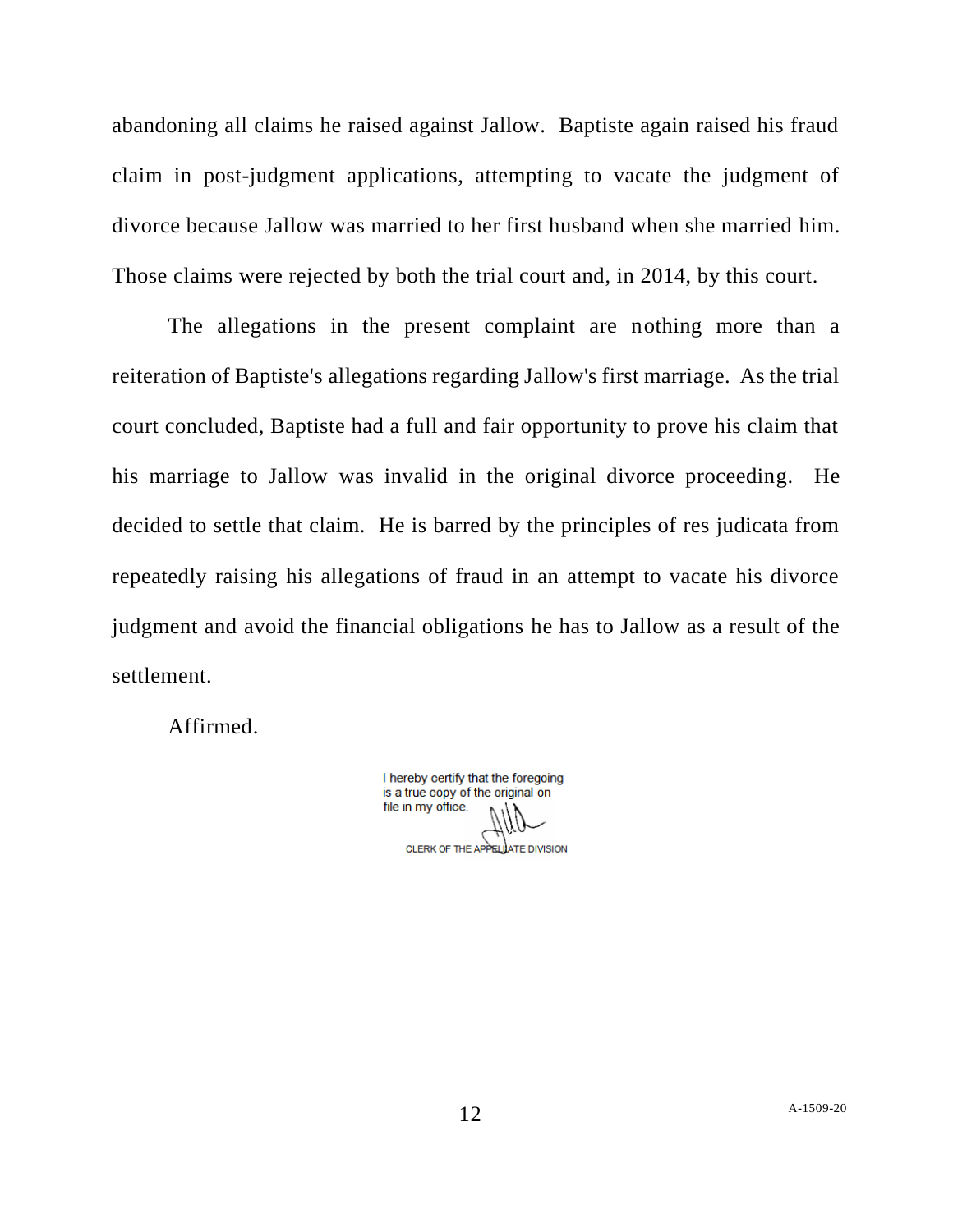abandoning all claims he raised against Jallow. Baptiste again raised his fraud claim in post-judgment applications, attempting to vacate the judgment of divorce because Jallow was married to her first husband when she married him. Those claims were rejected by both the trial court and, in 2014, by this court.

The allegations in the present complaint are nothing more than a reiteration of Baptiste's allegations regarding Jallow's first marriage. As the trial court concluded, Baptiste had a full and fair opportunity to prove his claim that his marriage to Jallow was invalid in the original divorce proceeding. He decided to settle that claim. He is barred by the principles of res judicata from repeatedly raising his allegations of fraud in an attempt to vacate his divorce judgment and avoid the financial obligations he has to Jallow as a result of the settlement.

Affirmed.

I hereby certify that the foregoing is a true copy of the original on file in my office.

CLERK OF THE APPELLATE DIVISION